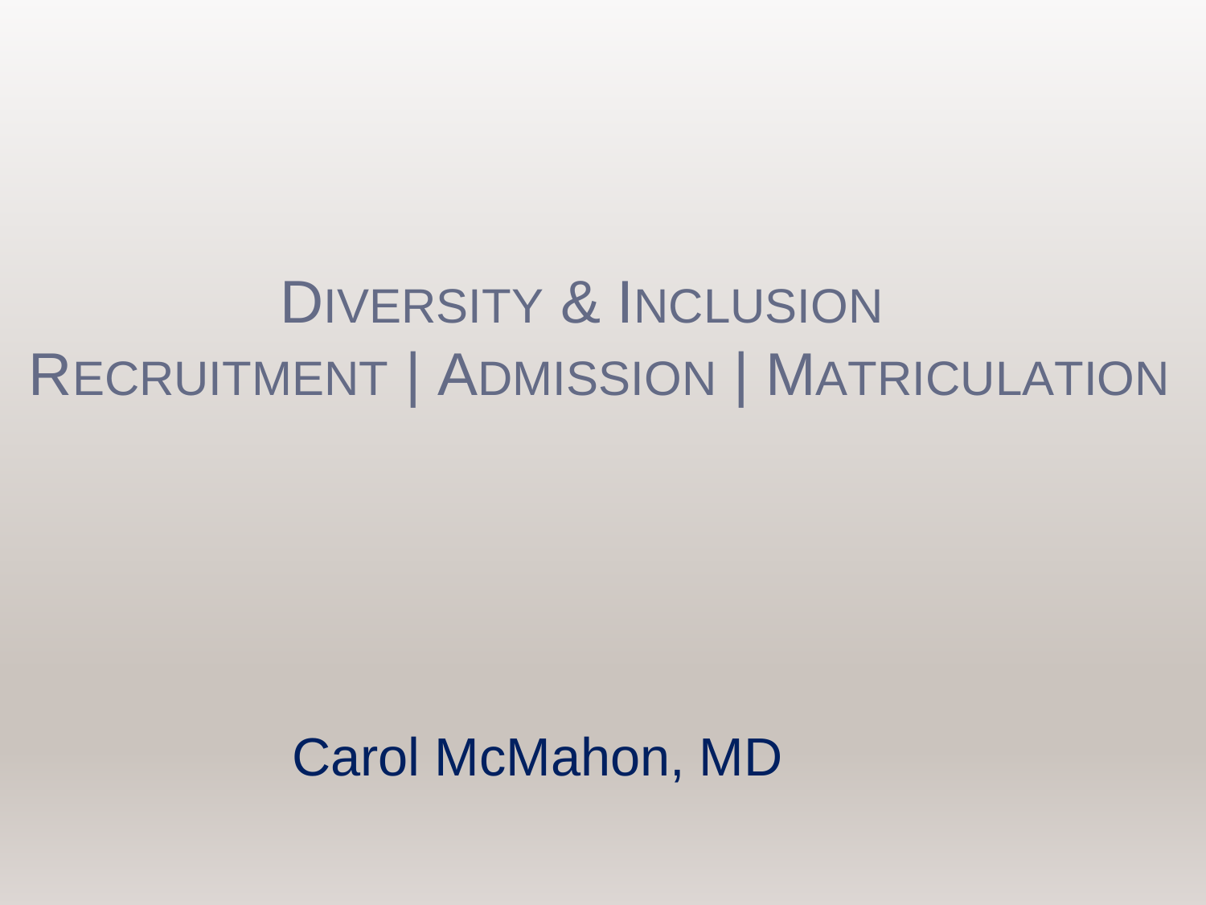# Diversity & Inclusion
# Recruitment | Admission | Matriculation

Carol McMahon, MD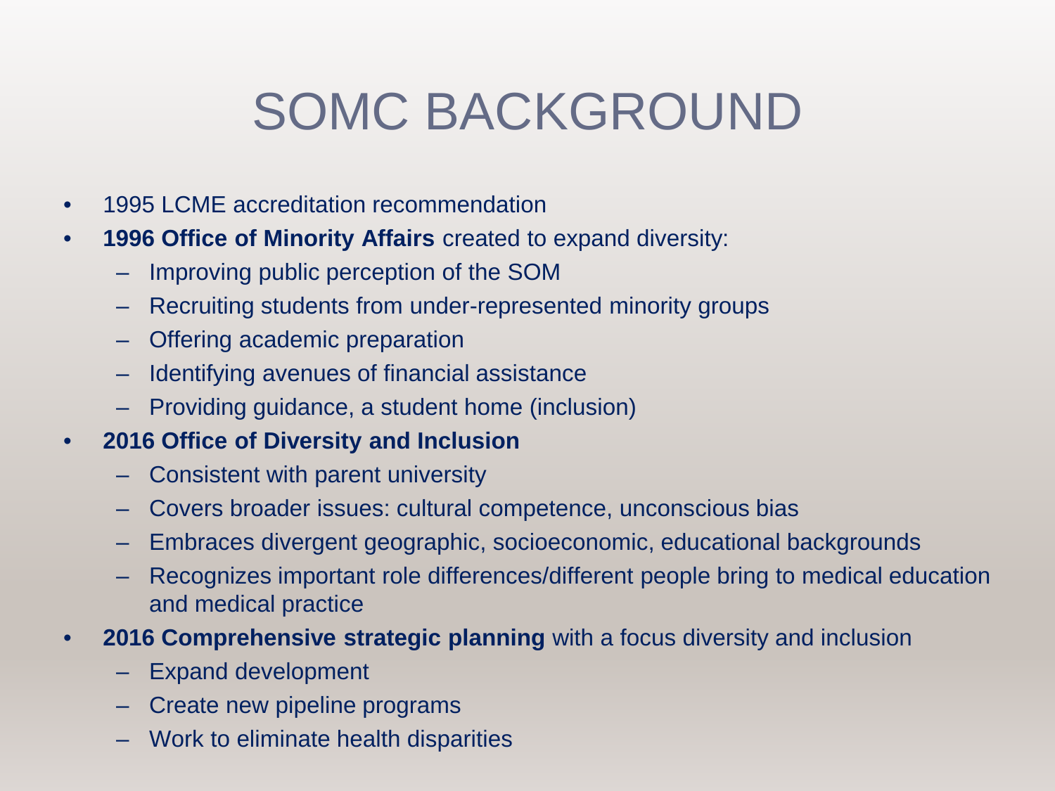# SOMC BACKGROUND

- 1995 LCME accreditation recommendation
- **1996 Office of Minority Affairs** created to expand diversity:
  - Improving public perception of the SOM
  - Recruiting students from under-represented minority groups
  - Offering academic preparation
  - Identifying avenues of financial assistance
  - Providing guidance, a student home (inclusion)
- **2016 Office of Diversity and Inclusion**
  - Consistent with parent university
  - Covers broader issues: cultural competence, unconscious bias
  - Embraces divergent geographic, socioeconomic, educational backgrounds
  - Recognizes important role differences/different people bring to medical education and medical practice
- **2016 Comprehensive strategic planning** with a focus diversity and inclusion
  - Expand development
  - Create new pipeline programs
  - Work to eliminate health disparities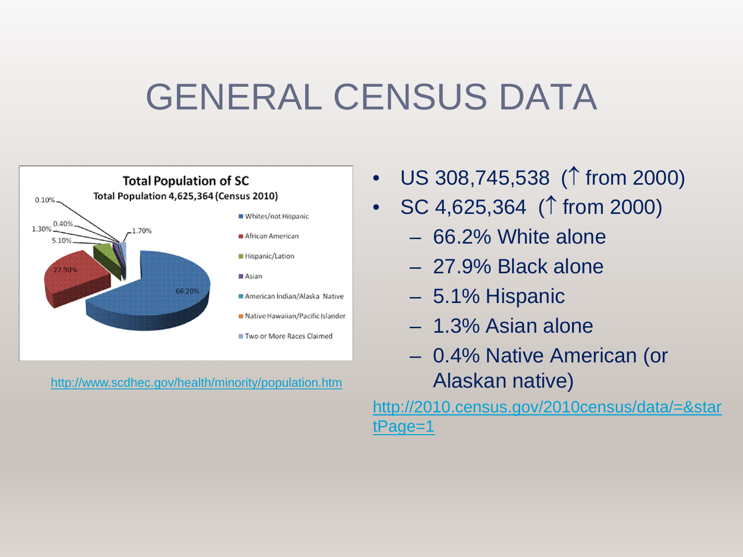# GENERAL CENSUS DATA

**Total Population of SC**

**Total Population 4,625,364 (Census 2010)**

| Group | Percentage |
| --- | --- |
| Whites/not Hispanic | 66.20% |
| African American | 27.90% |
| Hispanic/Lation | 5.10% |
| Asian | 1.30% |
| American Indian/Alaska Native | 0.40% |
| Native Hawaiian/Pacific Islander | 0.10% |
| Two or More Races Claimed | 1.70% |

http://www.scdhec.gov/health/minority/population.htm

- US 308,745,538 (↑ from 2000)
- SC 4,625,364 (↑ from 2000)
  - 66.2% White alone
  - 27.9% Black alone
  - 5.1% Hispanic
  - 1.3% Asian alone
  - 0.4% Native American (or Alaskan native)

http://2010.census.gov/2010census/data/=&startPage=1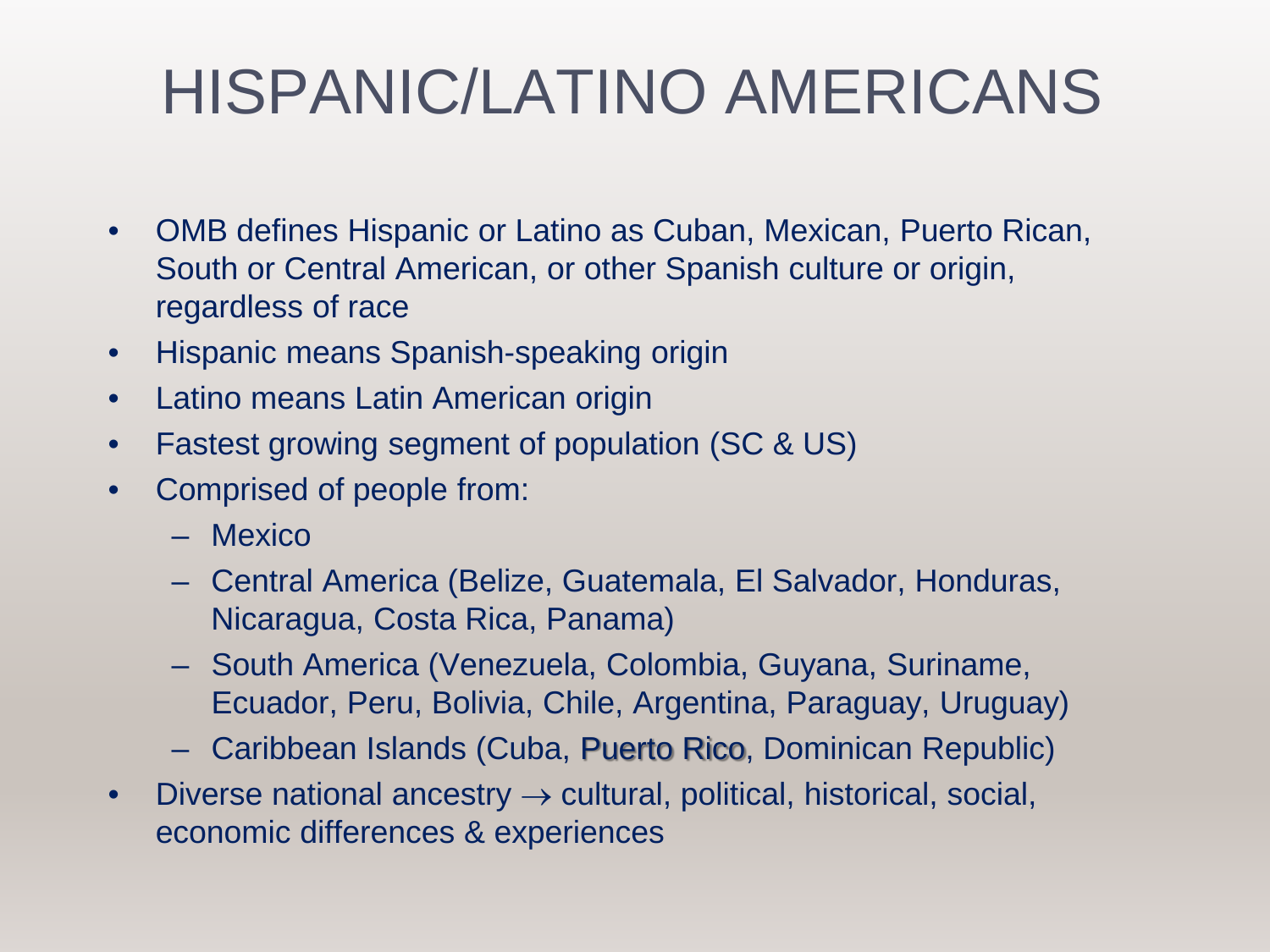# HISPANIC/LATINO AMERICANS

- OMB defines Hispanic or Latino as Cuban, Mexican, Puerto Rican, South or Central American, or other Spanish culture or origin, regardless of race
- Hispanic means Spanish-speaking origin
- Latino means Latin American origin
- Fastest growing segment of population (SC & US)
- Comprised of people from:
  - Mexico
  - Central America (Belize, Guatemala, El Salvador, Honduras, Nicaragua, Costa Rica, Panama)
  - South America (Venezuela, Colombia, Guyana, Suriname, Ecuador, Peru, Bolivia, Chile, Argentina, Paraguay, Uruguay)
  - Caribbean Islands (Cuba, Puerto Rico, Dominican Republic)
- Diverse national ancestry $\rightarrow$ cultural, political, historical, social, economic differences & experiences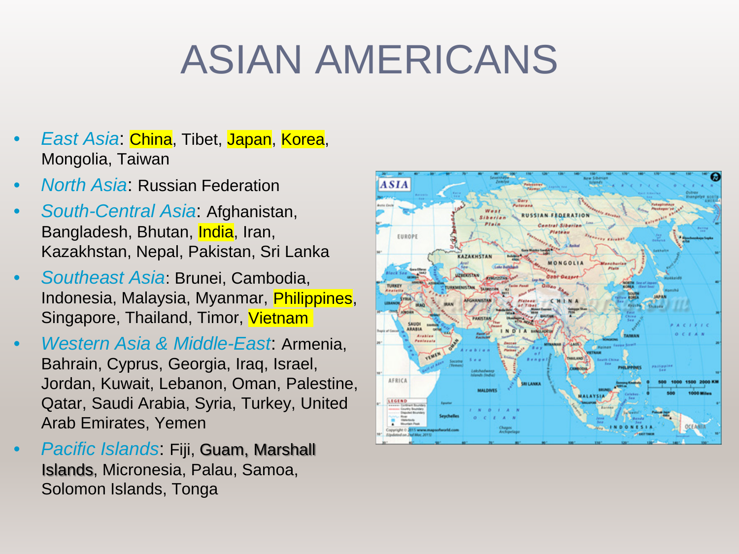# ASIAN AMERICANS

- *East Asia*: China, Tibet, Japan, Korea, Mongolia, Taiwan
- *North Asia*: Russian Federation
- *South-Central Asia*: Afghanistan, Bangladesh, Bhutan, India, Iran, Kazakhstan, Nepal, Pakistan, Sri Lanka
- *Southeast Asia*: Brunei, Cambodia, Indonesia, Malaysia, Myanmar, Philippines, Singapore, Thailand, Timor, Vietnam
- *Western Asia & Middle-East*: Armenia, Bahrain, Cyprus, Georgia, Iraq, Israel, Jordan, Kuwait, Lebanon, Oman, Palestine, Qatar, Saudi Arabia, Syria, Turkey, United Arab Emirates, Yemen
- *Pacific Islands*: Fiji, Guam, Marshall Islands, Micronesia, Palau, Samoa, Solomon Islands, Tonga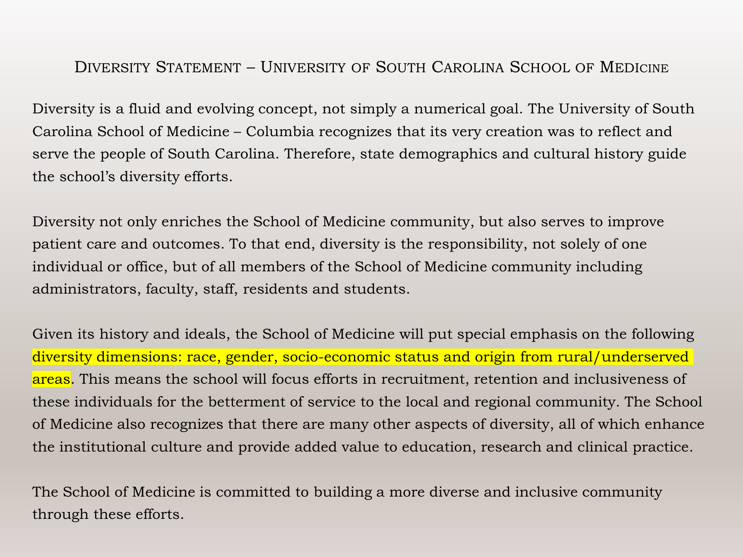## Diversity Statement – University of South Carolina School of Medicine

Diversity is a fluid and evolving concept, not simply a numerical goal. The University of South Carolina School of Medicine – Columbia recognizes that its very creation was to reflect and serve the people of South Carolina. Therefore, state demographics and cultural history guide the school's diversity efforts.

Diversity not only enriches the School of Medicine community, but also serves to improve patient care and outcomes. To that end, diversity is the responsibility, not solely of one individual or office, but of all members of the School of Medicine community including administrators, faculty, staff, residents and students.

Given its history and ideals, the School of Medicine will put special emphasis on the following diversity dimensions: race, gender, socio-economic status and origin from rural/underserved areas. This means the school will focus efforts in recruitment, retention and inclusiveness of these individuals for the betterment of service to the local and regional community. The School of Medicine also recognizes that there are many other aspects of diversity, all of which enhance the institutional culture and provide added value to education, research and clinical practice.

The School of Medicine is committed to building a more diverse and inclusive community through these efforts.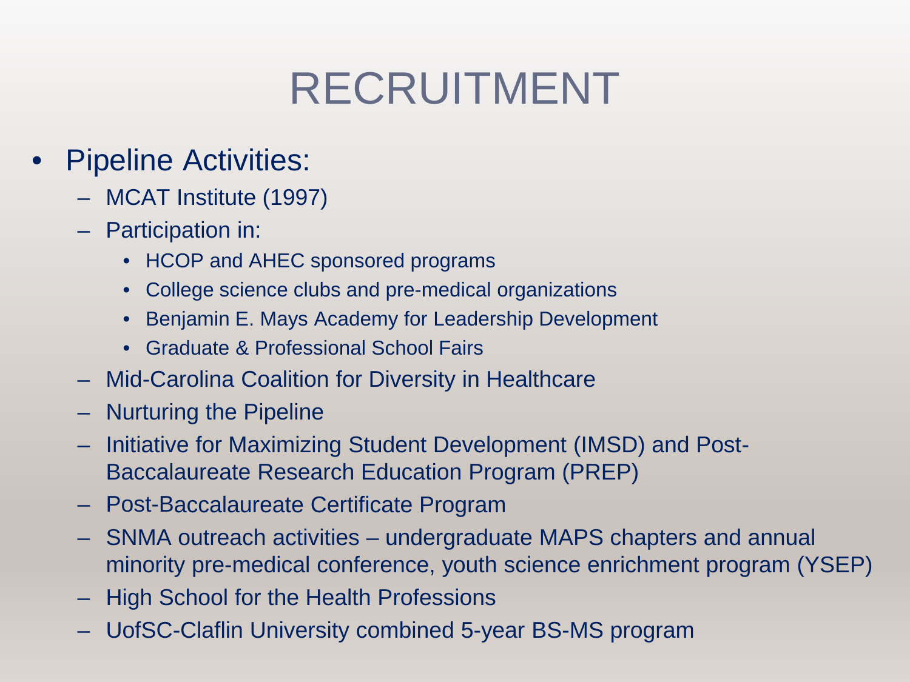# RECRUITMENT

- Pipeline Activities:
  - MCAT Institute (1997)
  - Participation in:
    - HCOP and AHEC sponsored programs
    - College science clubs and pre-medical organizations
    - Benjamin E. Mays Academy for Leadership Development
    - Graduate & Professional School Fairs
  - Mid-Carolina Coalition for Diversity in Healthcare
  - Nurturing the Pipeline
  - Initiative for Maximizing Student Development (IMSD) and Post-Baccalaureate Research Education Program (PREP)
  - Post-Baccalaureate Certificate Program
  - SNMA outreach activities – undergraduate MAPS chapters and annual minority pre-medical conference, youth science enrichment program (YSEP)
  - High School for the Health Professions
  - UofSC-Claflin University combined 5-year BS-MS program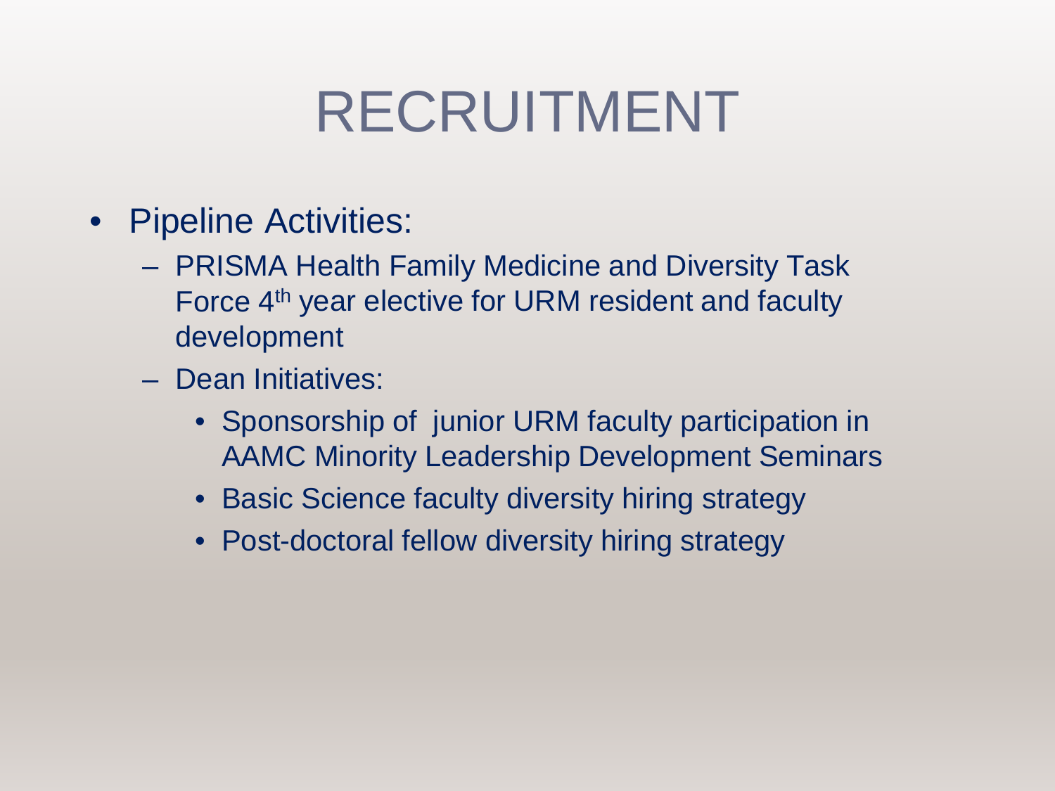# RECRUITMENT

- Pipeline Activities:
  - PRISMA Health Family Medicine and Diversity Task Force 4th year elective for URM resident and faculty development
  - Dean Initiatives:
    - Sponsorship of junior URM faculty participation in AAMC Minority Leadership Development Seminars
    - Basic Science faculty diversity hiring strategy
    - Post-doctoral fellow diversity hiring strategy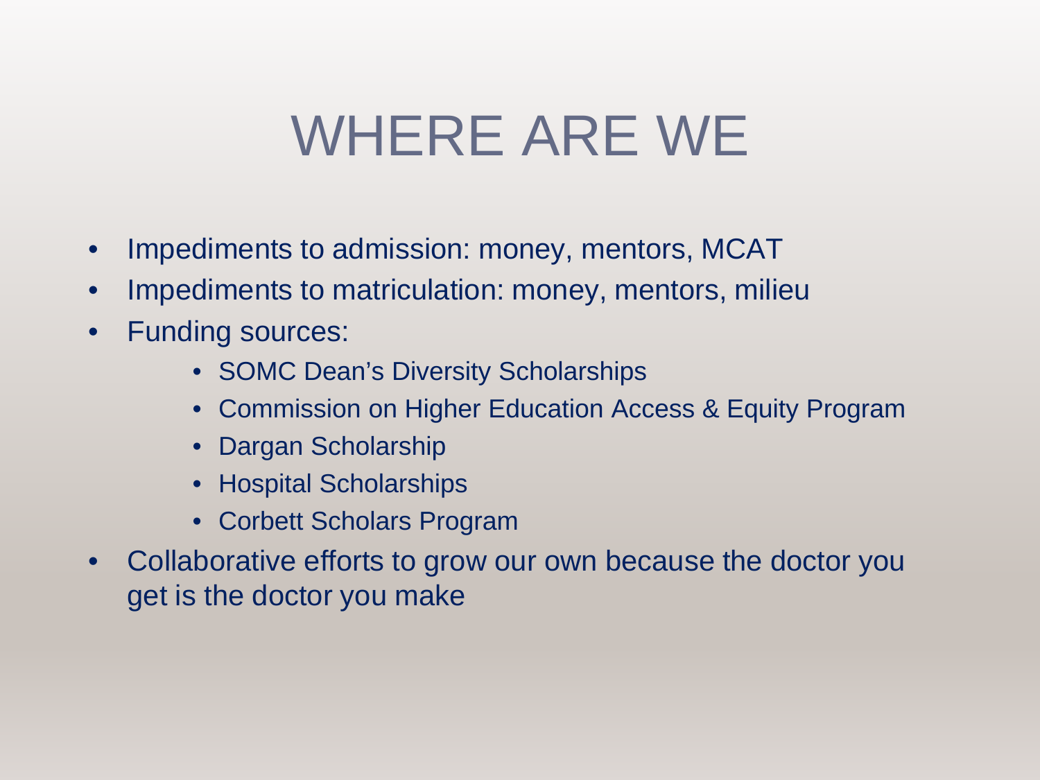# WHERE ARE WE

- Impediments to admission: money, mentors, MCAT
- Impediments to matriculation: money, mentors, milieu
- Funding sources:
    - SOMC Dean's Diversity Scholarships
    - Commission on Higher Education Access & Equity Program
    - Dargan Scholarship
    - Hospital Scholarships
    - Corbett Scholars Program
- Collaborative efforts to grow our own because the doctor you get is the doctor you make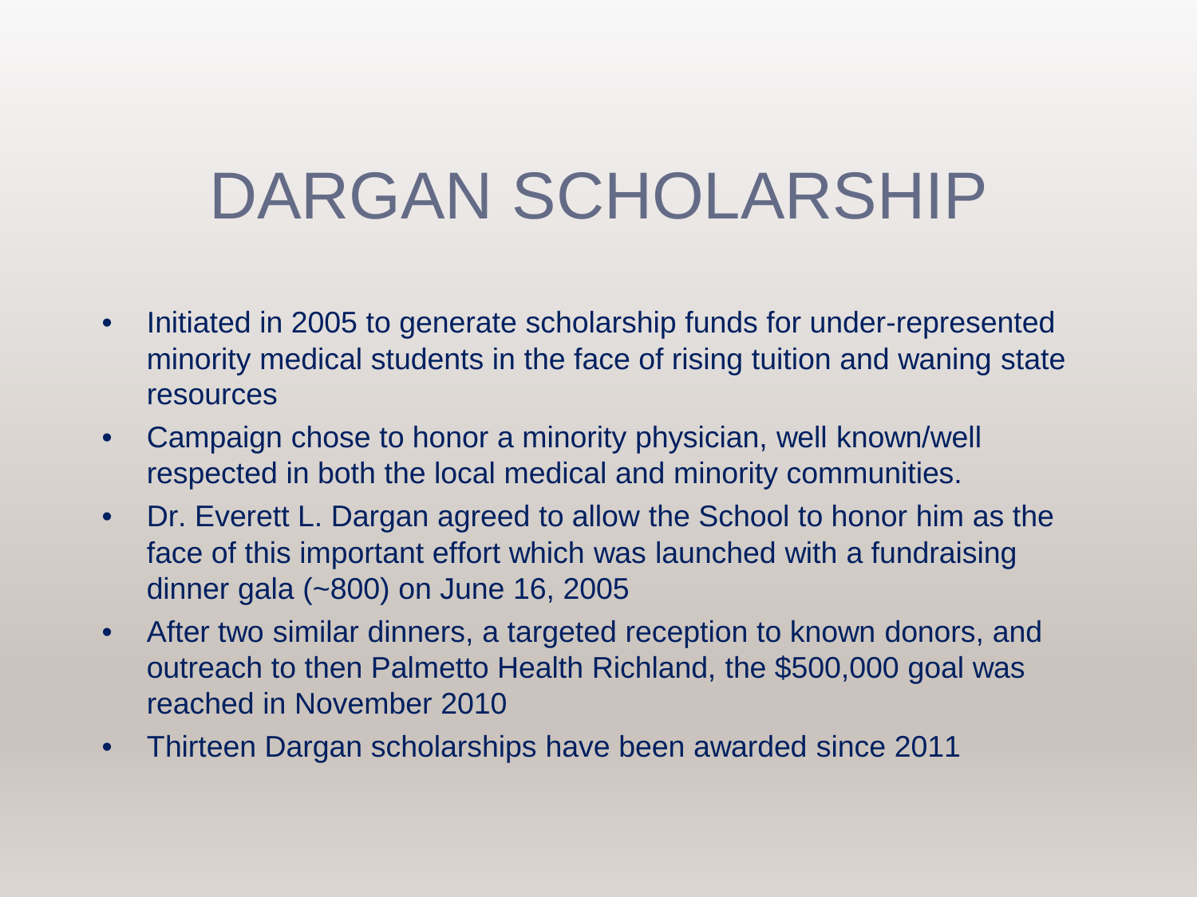# DARGAN SCHOLARSHIP

- Initiated in 2005 to generate scholarship funds for under-represented minority medical students in the face of rising tuition and waning state resources
- Campaign chose to honor a minority physician, well known/well respected in both the local medical and minority communities.
- Dr. Everett L. Dargan agreed to allow the School to honor him as the face of this important effort which was launched with a fundraising dinner gala (~800) on June 16, 2005
- After two similar dinners, a targeted reception to known donors, and outreach to then Palmetto Health Richland, the $500,000 goal was reached in November 2010
- Thirteen Dargan scholarships have been awarded since 2011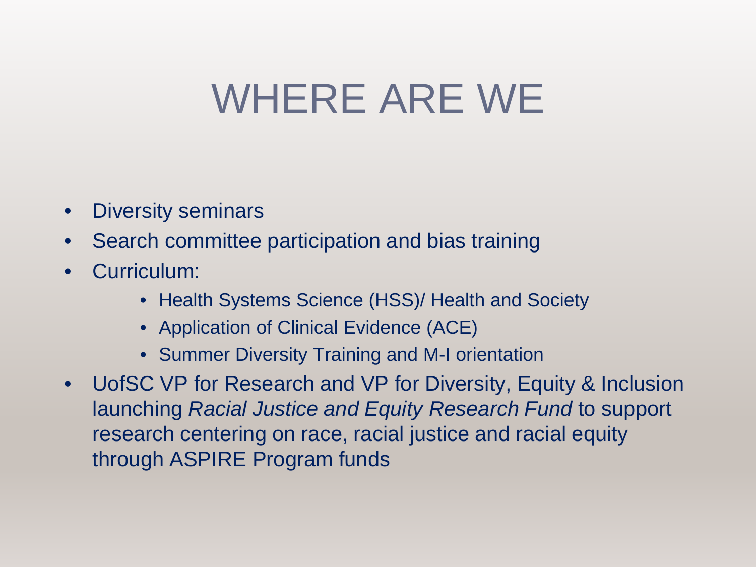# WHERE ARE WE

- Diversity seminars
- Search committee participation and bias training
- Curriculum:
  - Health Systems Science (HSS)/ Health and Society
  - Application of Clinical Evidence (ACE)
  - Summer Diversity Training and M-I orientation
- UofSC VP for Research and VP for Diversity, Equity & Inclusion launching *Racial Justice and Equity Research Fund* to support research centering on race, racial justice and racial equity through ASPIRE Program funds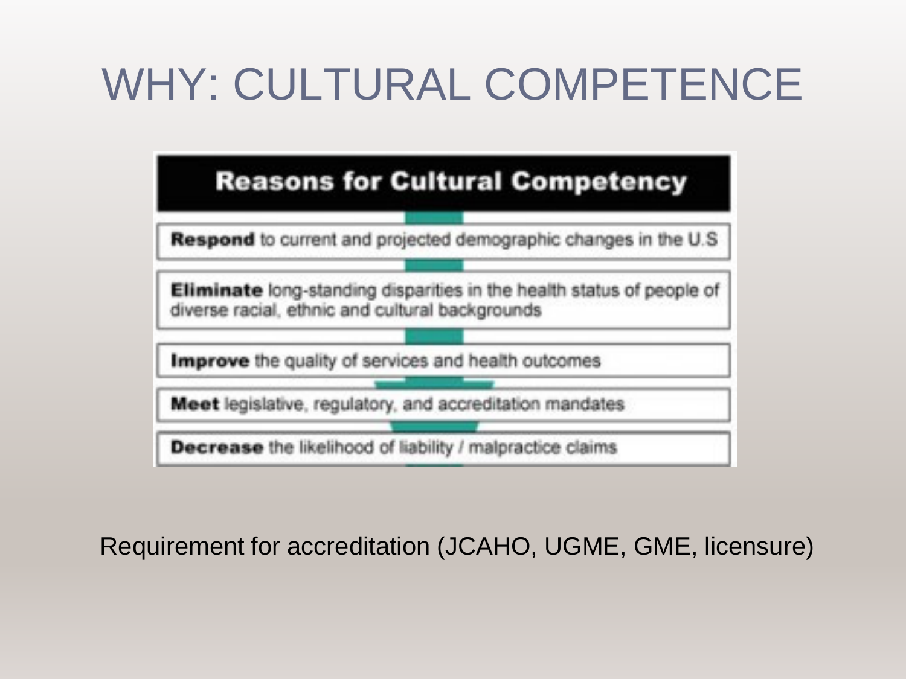# WHY: CULTURAL COMPETENCE

## Reasons for Cultural Competency

- **Respond** to current and projected demographic changes in the U.S
- **Eliminate** long-standing disparities in the health status of people of diverse racial, ethnic and cultural backgrounds
- **Improve** the quality of services and health outcomes
- **Meet** legislative, regulatory, and accreditation mandates
- **Decrease** the likelihood of liability / malpractice claims

Requirement for accreditation (JCAHO, UGME, GME, licensure)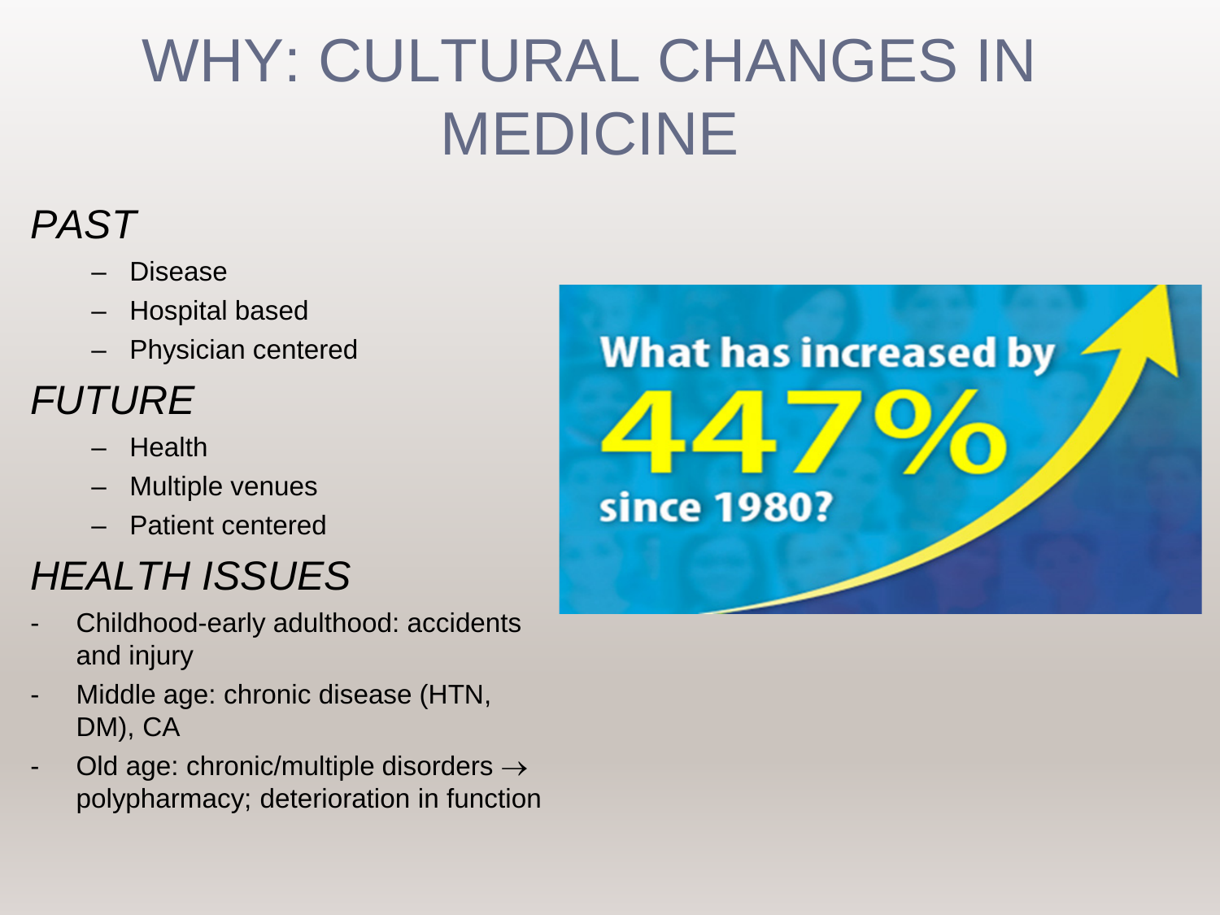# WHY: CULTURAL CHANGES IN MEDICINE

## *PAST*

- Disease
- Hospital based
- Physician centered

## *FUTURE*

- Health
- Multiple venues
- Patient centered

## *HEALTH ISSUES*

- Childhood-early adulthood: accidents and injury
- Middle age: chronic disease (HTN, DM), CA
- Old age: chronic/multiple disorders → polypharmacy; deterioration in function

What has increased by 447% since 1980?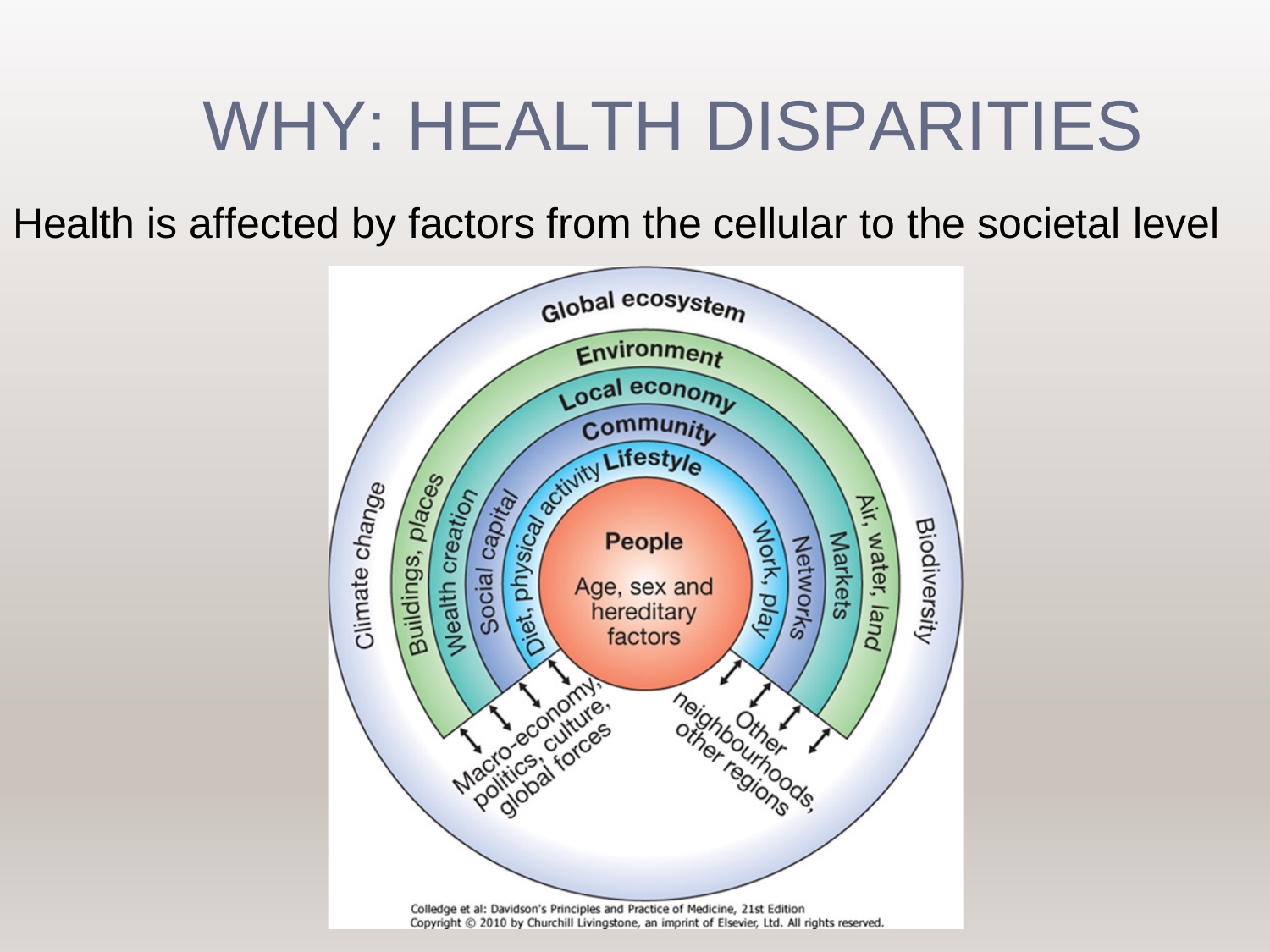# WHY: HEALTH DISPARITIES

Health is affected by factors from the cellular to the societal level

Global ecosystem

Environment

Local economy

Community

Lifestyle

People

Age, sex and hereditary factors

Diet, physical activity

Work, play

Social capital

Networks

Wealth creation

Markets

Buildings, places

Air, water, land

Climate change

Biodiversity

Macro-economy, politics, culture, global forces

Other neighbourhoods, other regions

Colledge et al: Davidson's Principles and Practice of Medicine, 21st Edition
Copyright © 2010 by Churchill Livingstone, an imprint of Elsevier, Ltd. All rights reserved.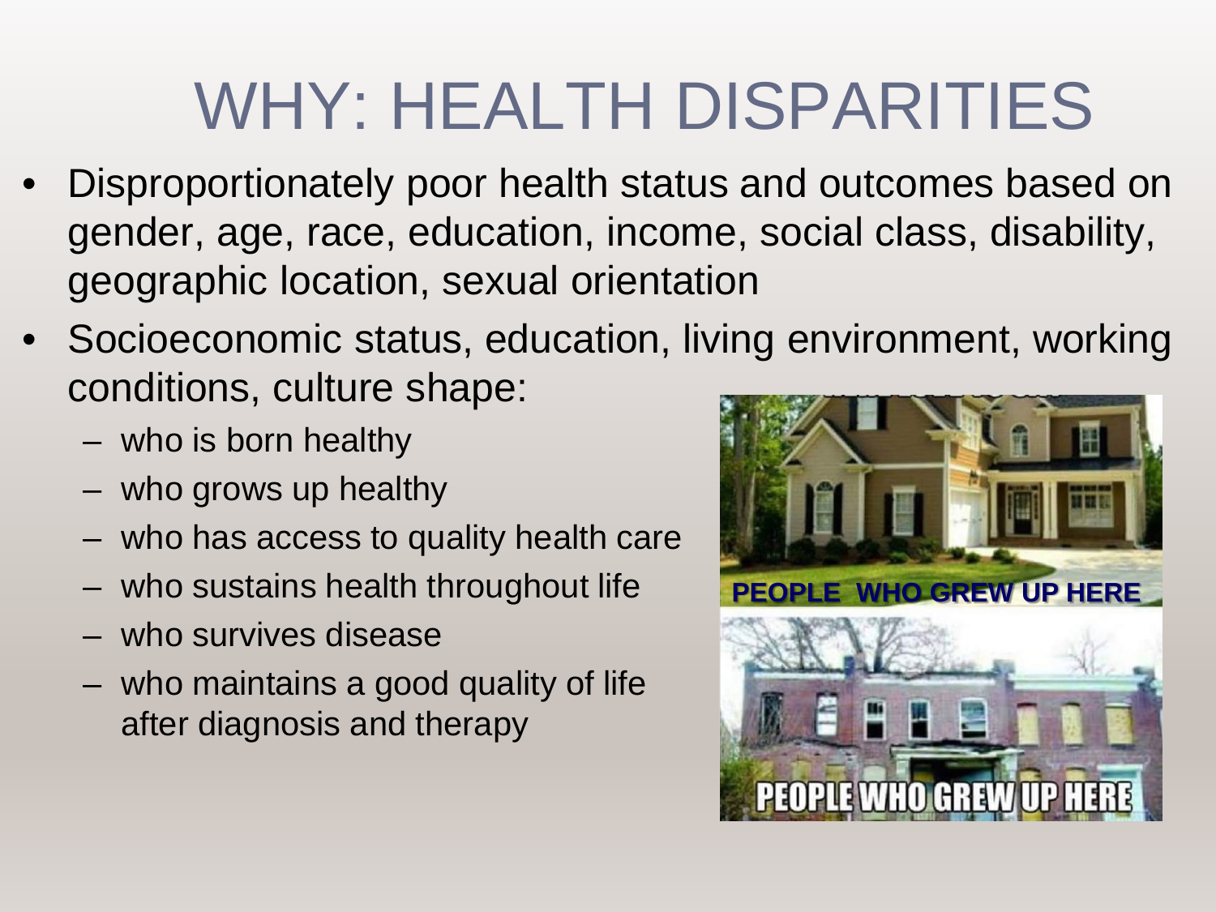# WHY: HEALTH DISPARITIES

- Disproportionately poor health status and outcomes based on gender, age, race, education, income, social class, disability, geographic location, sexual orientation
- Socioeconomic status, education, living environment, working conditions, culture shape:
  - who is born healthy
  - who grows up healthy
  - who has access to quality health care
  - who sustains health throughout life
  - who survives disease
  - who maintains a good quality of life after diagnosis and therapy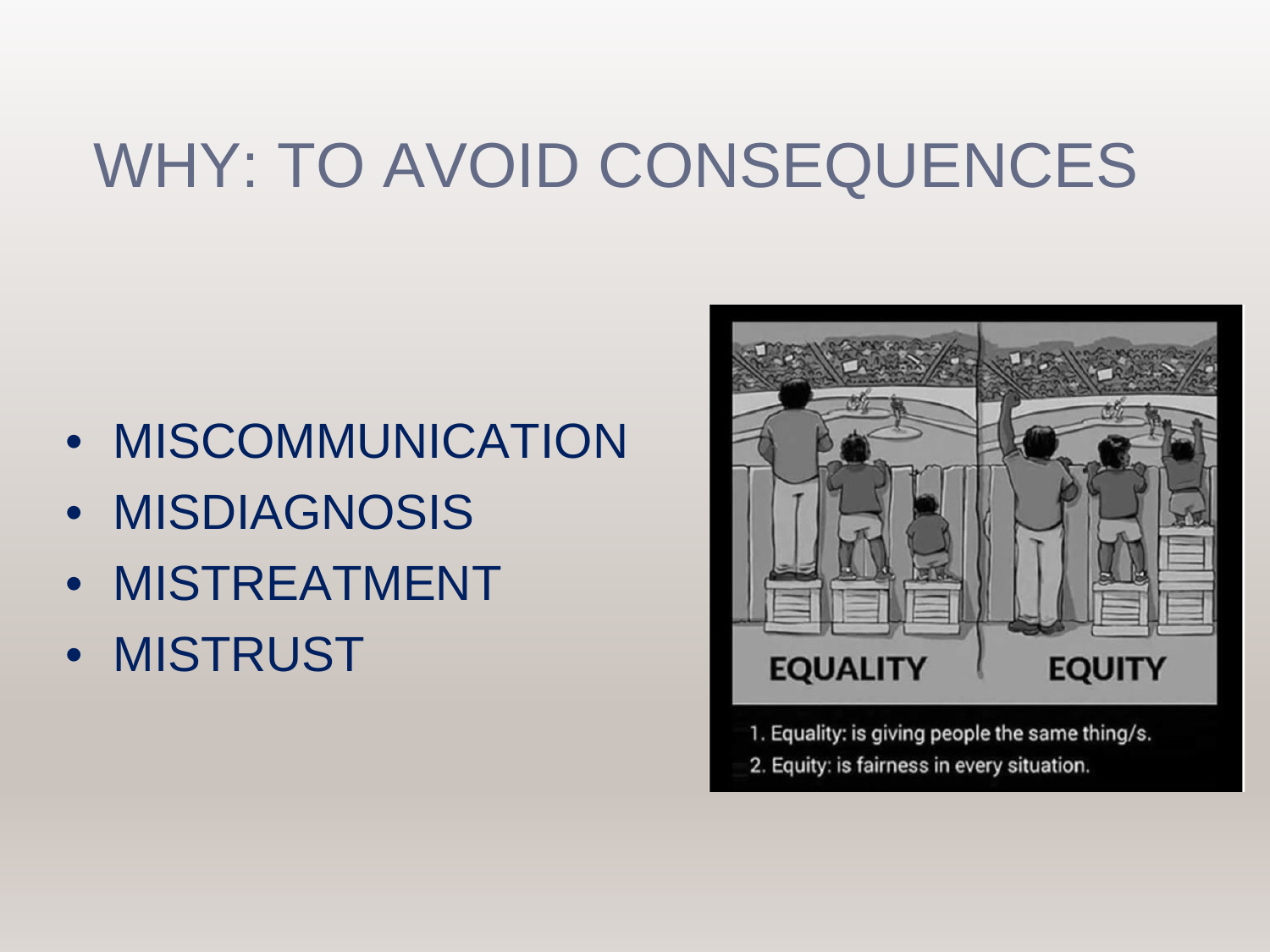# WHY: TO AVOID CONSEQUENCES

- MISCOMMUNICATION
- MISDIAGNOSIS
- MISTREATMENT
- MISTRUST

EQUALITY

EQUITY

1. Equality: is giving people the same thing/s.
2. Equity: is fairness in every situation.